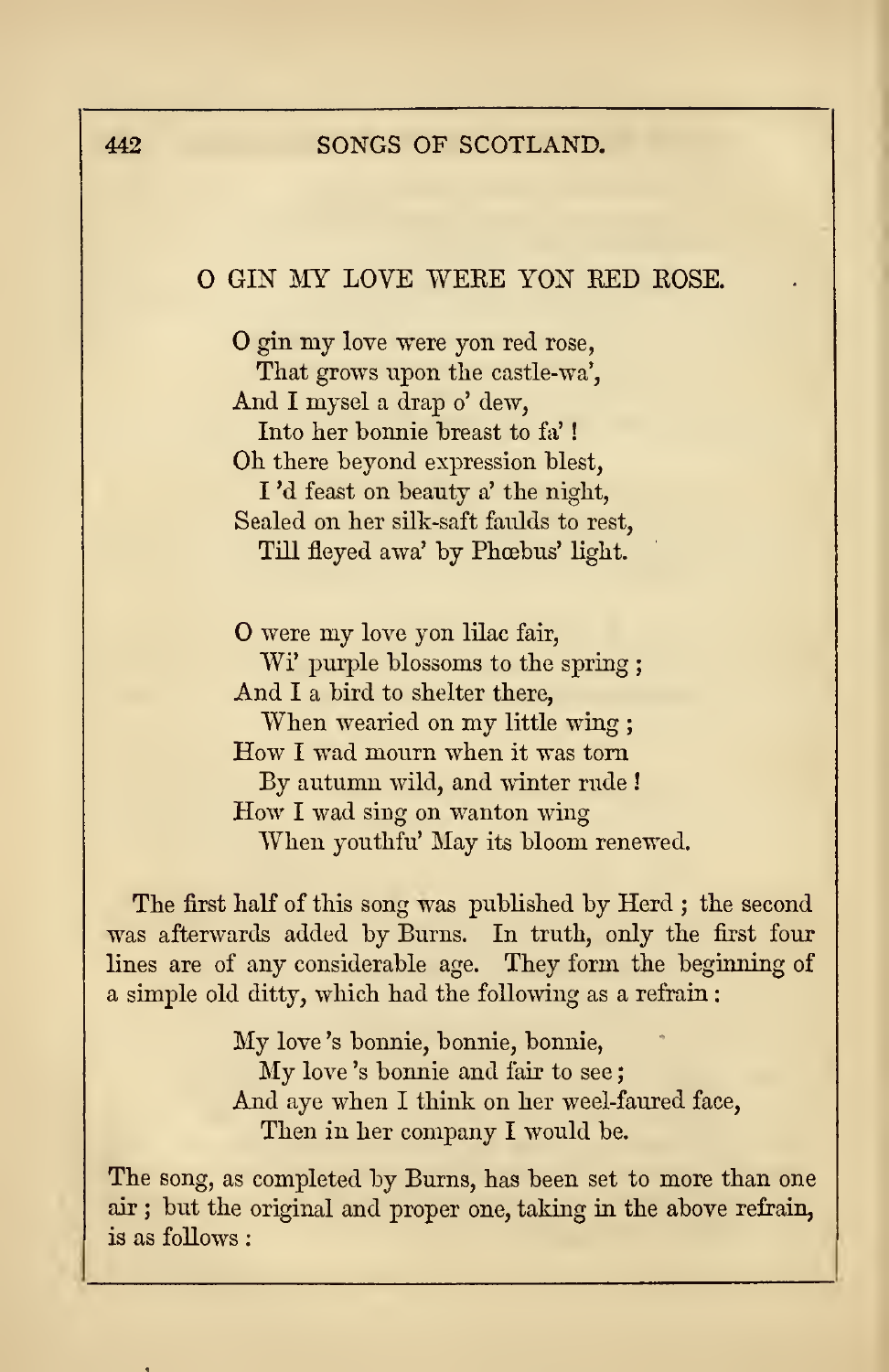## O GIN MY LOVE WERE YON RED ROSE.

O gin my love were yon red rose,  
  That grows upon the castle-wa',  
And I mysel a drap o' dew,  
  Into her bonnie breast to fa' !  
Oh there beyond expression blest,  
  I 'd feast on beauty a' the night,  
Sealed on her silk-saft faulds to rest,  
  Till fleyed awa' by Phœbus' light.

O were my love yon lilac fair,  
  Wi' purple blossoms to the spring ;  
And I a bird to shelter there,  
  When wearied on my little wing ;  
How I wad mourn when it was torn  
  By autumn wild, and winter rude !  
How I wad sing on wanton wing  
  When youthfu' May its bloom renewed.

The first half of this song was published by Herd ; the second was afterwards added by Burns. In truth, only the first four lines are of any considerable age. They form the beginning of a simple old ditty, which had the following as a refrain :

My love 's bonnie, bonnie, bonnie,  
  My love 's bonnie and fair to see ;  
And aye when I think on her weel-faured face,  
  Then in her company I would be.

The song, as completed by Burns, has been set to more than one air ; but the original and proper one, taking in the above refrain, is as follows :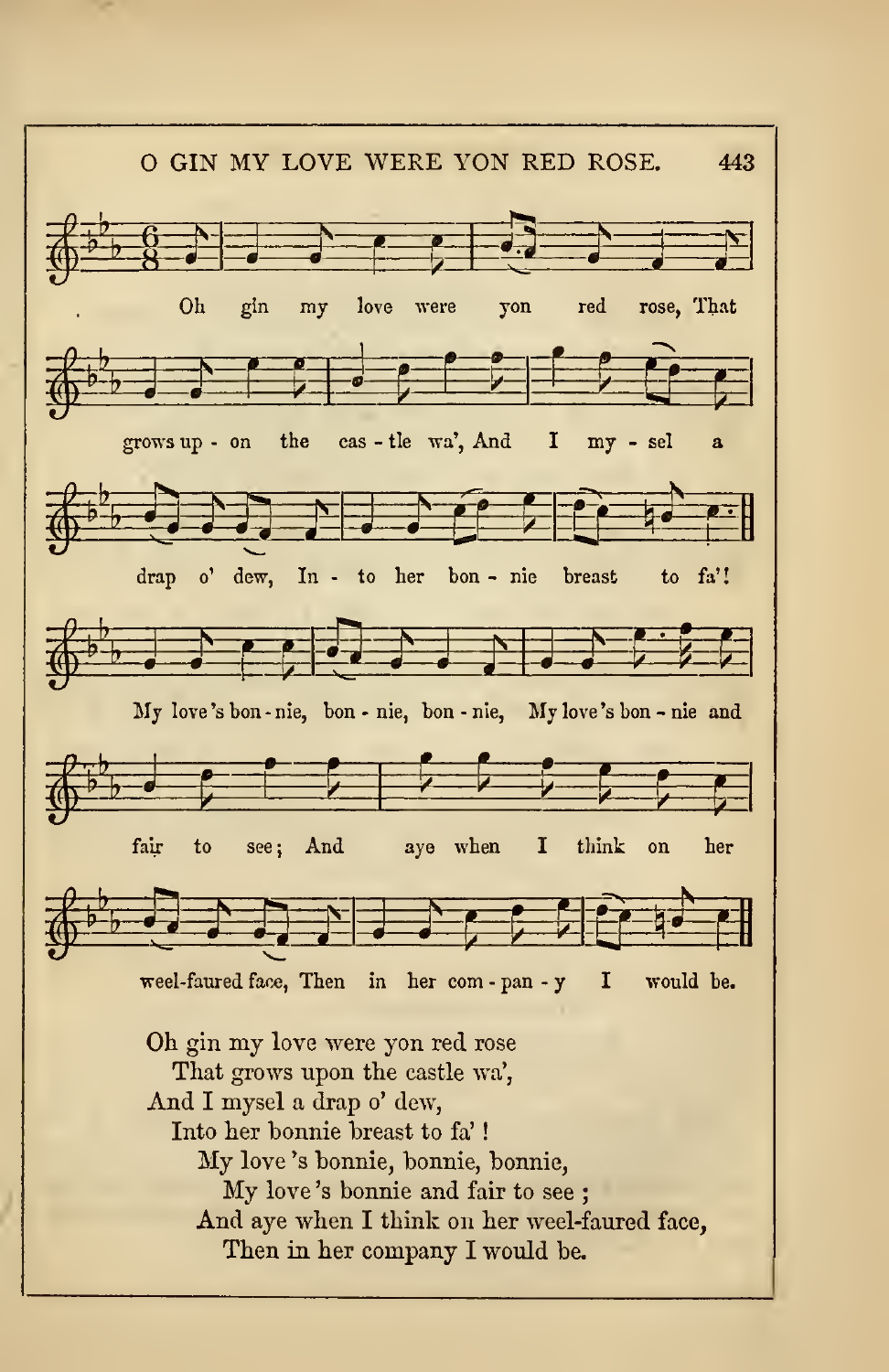# O GIN MY LOVE WERE YON RED ROSE.

. Oh gin my love were yon red rose, That grows up - on the cas - tle wa', And I my - sel a drap o' dew, In - to her bon - nie breast to fa'! My love 's bon - nie, bon - nie, bon - nie, My love 's bon - nie and fair to see; And aye when I think on her weel-faured face, Then in her com - pan - y I would be.

Oh gin my love were yon red rose
  That grows upon the castle wa',
And I mysel a drap o' dew,
  Into her bonnie breast to fa'!
    My love 's bonnie, bonnie, bonnie,
      My love 's bonnie and fair to see;
    And aye when I think on her weel-faured face,
      Then in her company I would be.